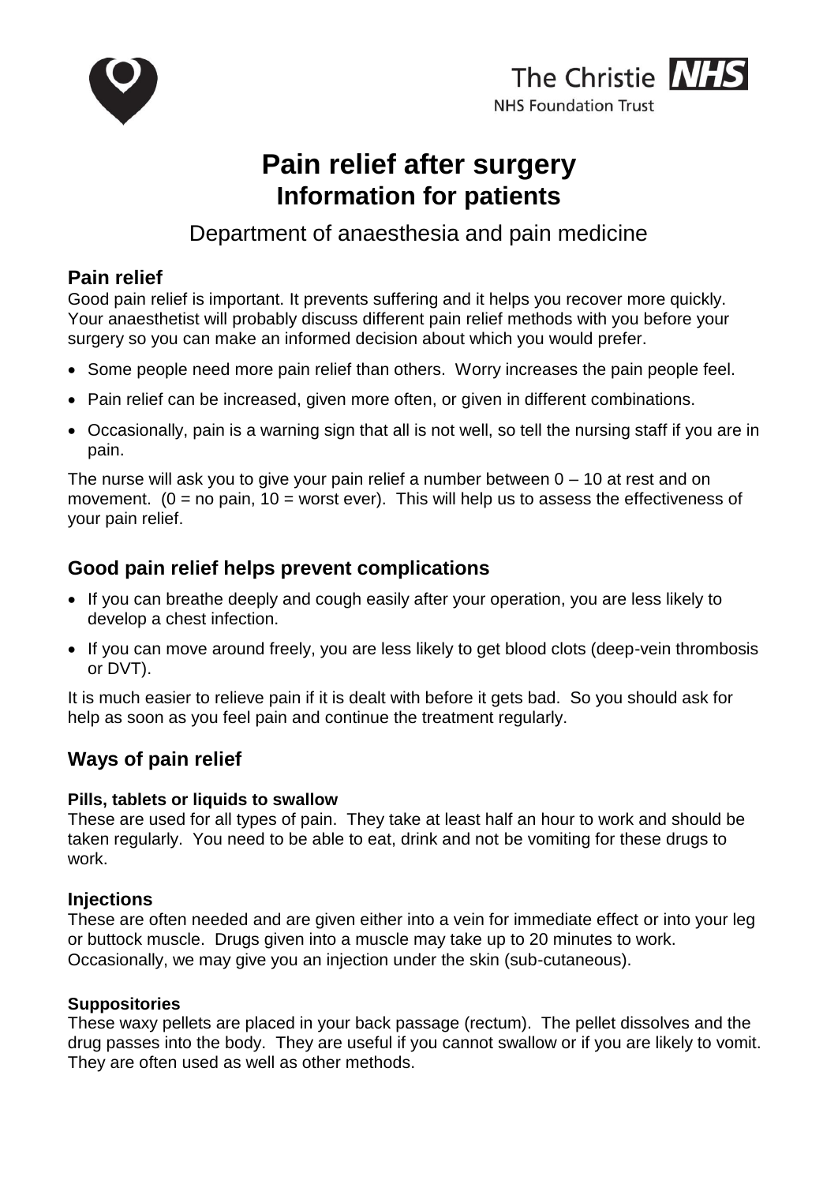The Christie NHS
NHS Foundation Trust

# Pain relief after surgery
# Information for patients

## Department of anaesthesia and pain medicine

## Pain relief

Good pain relief is important. It prevents suffering and it helps you recover more quickly. Your anaesthetist will probably discuss different pain relief methods with you before your surgery so you can make an informed decision about which you would prefer.

- Some people need more pain relief than others. Worry increases the pain people feel.
- Pain relief can be increased, given more often, or given in different combinations.
- Occasionally, pain is a warning sign that all is not well, so tell the nursing staff if you are in pain.

The nurse will ask you to give your pain relief a number between 0 – 10 at rest and on movement. (0 = no pain, 10 = worst ever). This will help us to assess the effectiveness of your pain relief.

## Good pain relief helps prevent complications

- If you can breathe deeply and cough easily after your operation, you are less likely to develop a chest infection.
- If you can move around freely, you are less likely to get blood clots (deep-vein thrombosis or DVT).

It is much easier to relieve pain if it is dealt with before it gets bad. So you should ask for help as soon as you feel pain and continue the treatment regularly.

## Ways of pain relief

**Pills, tablets or liquids to swallow**

These are used for all types of pain. They take at least half an hour to work and should be taken regularly. You need to be able to eat, drink and not be vomiting for these drugs to work.

### Injections

These are often needed and are given either into a vein for immediate effect or into your leg or buttock muscle. Drugs given into a muscle may take up to 20 minutes to work. Occasionally, we may give you an injection under the skin (sub-cutaneous).

**Suppositories**

These waxy pellets are placed in your back passage (rectum). The pellet dissolves and the drug passes into the body. They are useful if you cannot swallow or if you are likely to vomit. They are often used as well as other methods.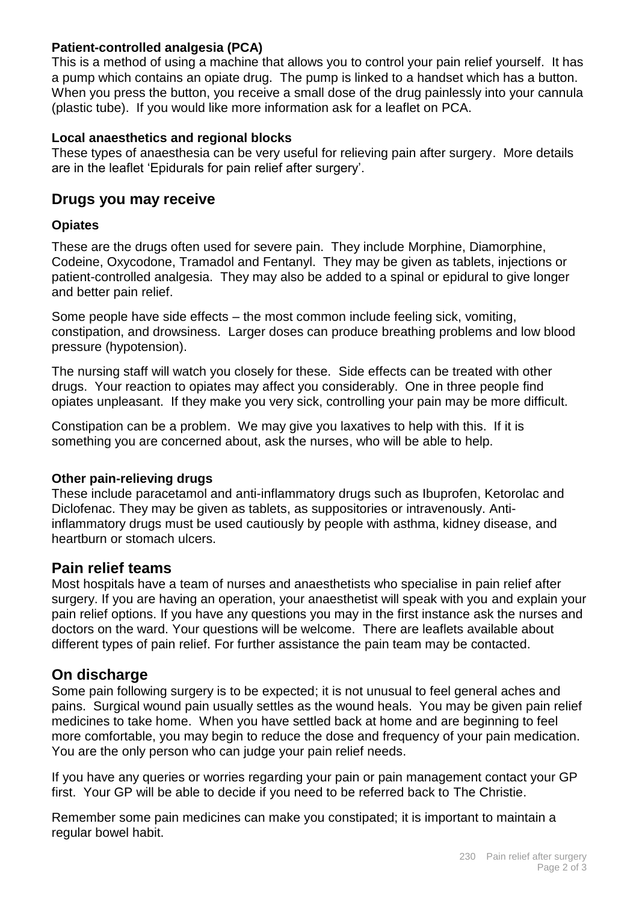### Patient-controlled analgesia (PCA)

This is a method of using a machine that allows you to control your pain relief yourself. It has a pump which contains an opiate drug. The pump is linked to a handset which has a button. When you press the button, you receive a small dose of the drug painlessly into your cannula (plastic tube). If you would like more information ask for a leaflet on PCA.

### Local anaesthetics and regional blocks

These types of anaesthesia can be very useful for relieving pain after surgery. More details are in the leaflet 'Epidurals for pain relief after surgery'.

## Drugs you may receive

### Opiates

These are the drugs often used for severe pain. They include Morphine, Diamorphine, Codeine, Oxycodone, Tramadol and Fentanyl. They may be given as tablets, injections or patient-controlled analgesia. They may also be added to a spinal or epidural to give longer and better pain relief.

Some people have side effects – the most common include feeling sick, vomiting, constipation, and drowsiness. Larger doses can produce breathing problems and low blood pressure (hypotension).

The nursing staff will watch you closely for these. Side effects can be treated with other drugs. Your reaction to opiates may affect you considerably. One in three people find opiates unpleasant. If they make you very sick, controlling your pain may be more difficult.

Constipation can be a problem. We may give you laxatives to help with this. If it is something you are concerned about, ask the nurses, who will be able to help.

### Other pain-relieving drugs

These include paracetamol and anti-inflammatory drugs such as Ibuprofen, Ketorolac and Diclofenac. They may be given as tablets, as suppositories or intravenously. Anti-inflammatory drugs must be used cautiously by people with asthma, kidney disease, and heartburn or stomach ulcers.

## Pain relief teams

Most hospitals have a team of nurses and anaesthetists who specialise in pain relief after surgery. If you are having an operation, your anaesthetist will speak with you and explain your pain relief options. If you have any questions you may in the first instance ask the nurses and doctors on the ward. Your questions will be welcome. There are leaflets available about different types of pain relief. For further assistance the pain team may be contacted.

## On discharge

Some pain following surgery is to be expected; it is not unusual to feel general aches and pains. Surgical wound pain usually settles as the wound heals. You may be given pain relief medicines to take home. When you have settled back at home and are beginning to feel more comfortable, you may begin to reduce the dose and frequency of your pain medication. You are the only person who can judge your pain relief needs.

If you have any queries or worries regarding your pain or pain management contact your GP first. Your GP will be able to decide if you need to be referred back to The Christie.

Remember some pain medicines can make you constipated; it is important to maintain a regular bowel habit.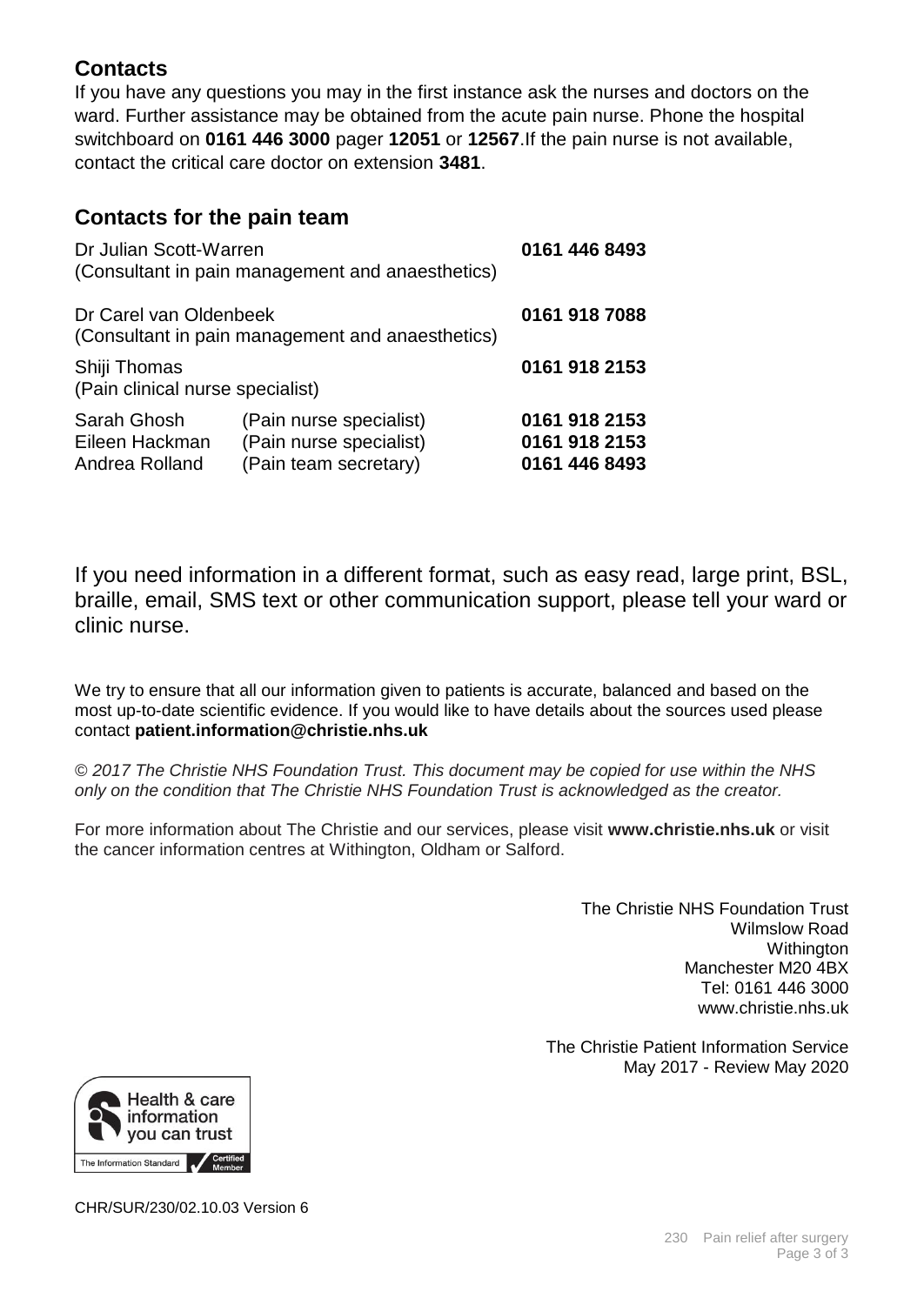## Contacts

If you have any questions you may in the first instance ask the nurses and doctors on the ward. Further assistance may be obtained from the acute pain nurse. Phone the hospital switchboard on **0161 446 3000** pager **12051** or **12567**.If the pain nurse is not available, contact the critical care doctor on extension **3481**.

## Contacts for the pain team

| | | |
|---|---|---|
| Dr Julian Scott-Warren<br>(Consultant in pain management and anaesthetics) | | **0161 446 8493** |
| Dr Carel van Oldenbeek<br>(Consultant in pain management and anaesthetics) | | **0161 918 7088** |
| Shiji Thomas<br>(Pain clinical nurse specialist) | | **0161 918 2153** |
| Sarah Ghosh | (Pain nurse specialist) | **0161 918 2153** |
| Eileen Hackman | (Pain nurse specialist) | **0161 918 2153** |
| Andrea Rolland | (Pain team secretary) | **0161 446 8493** |

If you need information in a different format, such as easy read, large print, BSL, braille, email, SMS text or other communication support, please tell your ward or clinic nurse.

We try to ensure that all our information given to patients is accurate, balanced and based on the most up-to-date scientific evidence. If you would like to have details about the sources used please contact **patient.information@christie.nhs.uk**

*© 2017 The Christie NHS Foundation Trust. This document may be copied for use within the NHS only on the condition that The Christie NHS Foundation Trust is acknowledged as the creator.*

For more information about The Christie and our services, please visit **www.christie.nhs.uk** or visit the cancer information centres at Withington, Oldham or Salford.

The Christie NHS Foundation Trust
Wilmslow Road
Withington
Manchester M20 4BX
Tel: 0161 446 3000
www.christie.nhs.uk

The Christie Patient Information Service
May 2017 - Review May 2020

Health & care information you can trust
The Information Standard Certified Member

CHR/SUR/230/02.10.03 Version 6

230 Pain relief after surgery